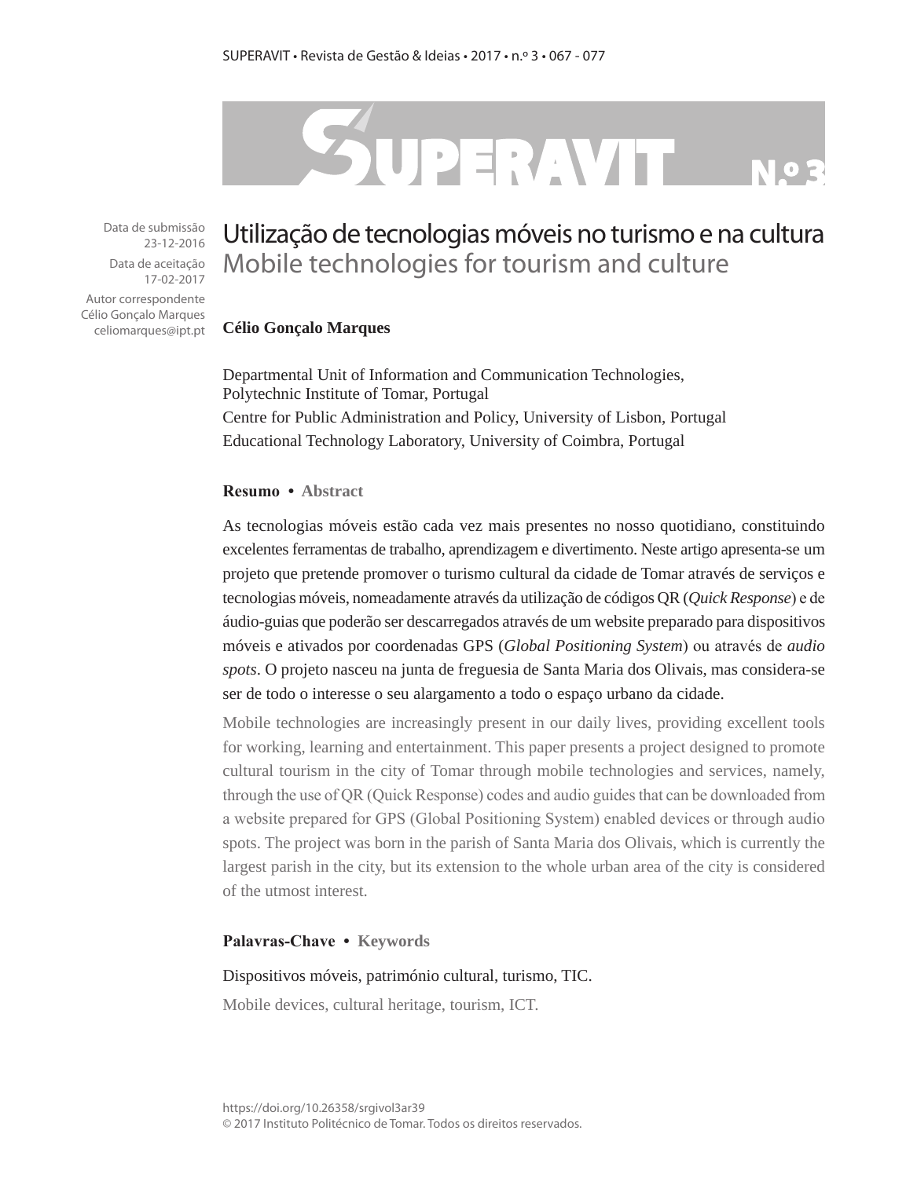Data de submissão
23-12-2016

Data de aceitação
17-02-2017

Autor correspondente
Célio Gonçalo Marques
celiomarques@ipt.pt

# Utilização de tecnologias móveis no turismo e na cultura
## Mobile technologies for tourism and culture

**Célio Gonçalo Marques**

Departmental Unit of Information and Communication Technologies, Polytechnic Institute of Tomar, Portugal
Centre for Public Administration and Policy, University of Lisbon, Portugal
Educational Technology Laboratory, University of Coimbra, Portugal

**Resumo • Abstract**

As tecnologias móveis estão cada vez mais presentes no nosso quotidiano, constituindo excelentes ferramentas de trabalho, aprendizagem e divertimento. Neste artigo apresenta-se um projeto que pretende promover o turismo cultural da cidade de Tomar através de serviços e tecnologias móveis, nomeadamente através da utilização de códigos QR (*Quick Response*) e de áudio-guias que poderão ser descarregados através de um website preparado para dispositivos móveis e ativados por coordenadas GPS (*Global Positioning System*) ou através de *audio spots*. O projeto nasceu na junta de freguesia de Santa Maria dos Olivais, mas considera-se ser de todo o interesse o seu alargamento a todo o espaço urbano da cidade.

Mobile technologies are increasingly present in our daily lives, providing excellent tools for working, learning and entertainment. This paper presents a project designed to promote cultural tourism in the city of Tomar through mobile technologies and services, namely, through the use of QR (Quick Response) codes and audio guides that can be downloaded from a website prepared for GPS (Global Positioning System) enabled devices or through audio spots. The project was born in the parish of Santa Maria dos Olivais, which is currently the largest parish in the city, but its extension to the whole urban area of the city is considered of the utmost interest.

**Palavras-Chave • Keywords**

Dispositivos móveis, património cultural, turismo, TIC.

Mobile devices, cultural heritage, tourism, ICT.

https://doi.org/10.26358/srgivol3ar39
© 2017 Instituto Politécnico de Tomar. Todos os direitos reservados.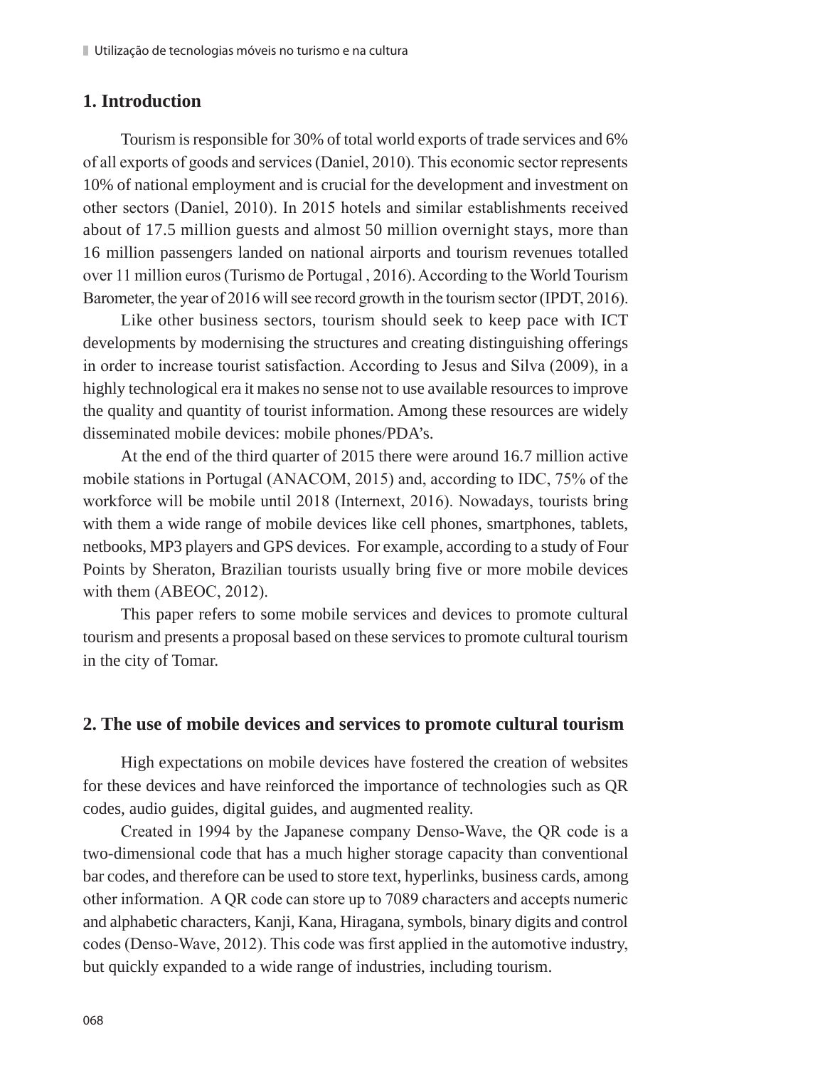## 1. Introduction

Tourism is responsible for 30% of total world exports of trade services and 6% of all exports of goods and services (Daniel, 2010). This economic sector represents 10% of national employment and is crucial for the development and investment on other sectors (Daniel, 2010). In 2015 hotels and similar establishments received about of 17.5 million guests and almost 50 million overnight stays, more than 16 million passengers landed on national airports and tourism revenues totalled over 11 million euros (Turismo de Portugal , 2016). According to the World Tourism Barometer, the year of 2016 will see record growth in the tourism sector (IPDT, 2016).

Like other business sectors, tourism should seek to keep pace with ICT developments by modernising the structures and creating distinguishing offerings in order to increase tourist satisfaction. According to Jesus and Silva (2009), in a highly technological era it makes no sense not to use available resources to improve the quality and quantity of tourist information. Among these resources are widely disseminated mobile devices: mobile phones/PDA's.

At the end of the third quarter of 2015 there were around 16.7 million active mobile stations in Portugal (ANACOM, 2015) and, according to IDC, 75% of the workforce will be mobile until 2018 (Internext, 2016). Nowadays, tourists bring with them a wide range of mobile devices like cell phones, smartphones, tablets, netbooks, MP3 players and GPS devices. For example, according to a study of Four Points by Sheraton, Brazilian tourists usually bring five or more mobile devices with them (ABEOC, 2012).

This paper refers to some mobile services and devices to promote cultural tourism and presents a proposal based on these services to promote cultural tourism in the city of Tomar.

## 2. The use of mobile devices and services to promote cultural tourism

High expectations on mobile devices have fostered the creation of websites for these devices and have reinforced the importance of technologies such as QR codes, audio guides, digital guides, and augmented reality.

Created in 1994 by the Japanese company Denso-Wave, the QR code is a two-dimensional code that has a much higher storage capacity than conventional bar codes, and therefore can be used to store text, hyperlinks, business cards, among other information. A QR code can store up to 7089 characters and accepts numeric and alphabetic characters, Kanji, Kana, Hiragana, symbols, binary digits and control codes (Denso-Wave, 2012). This code was first applied in the automotive industry, but quickly expanded to a wide range of industries, including tourism.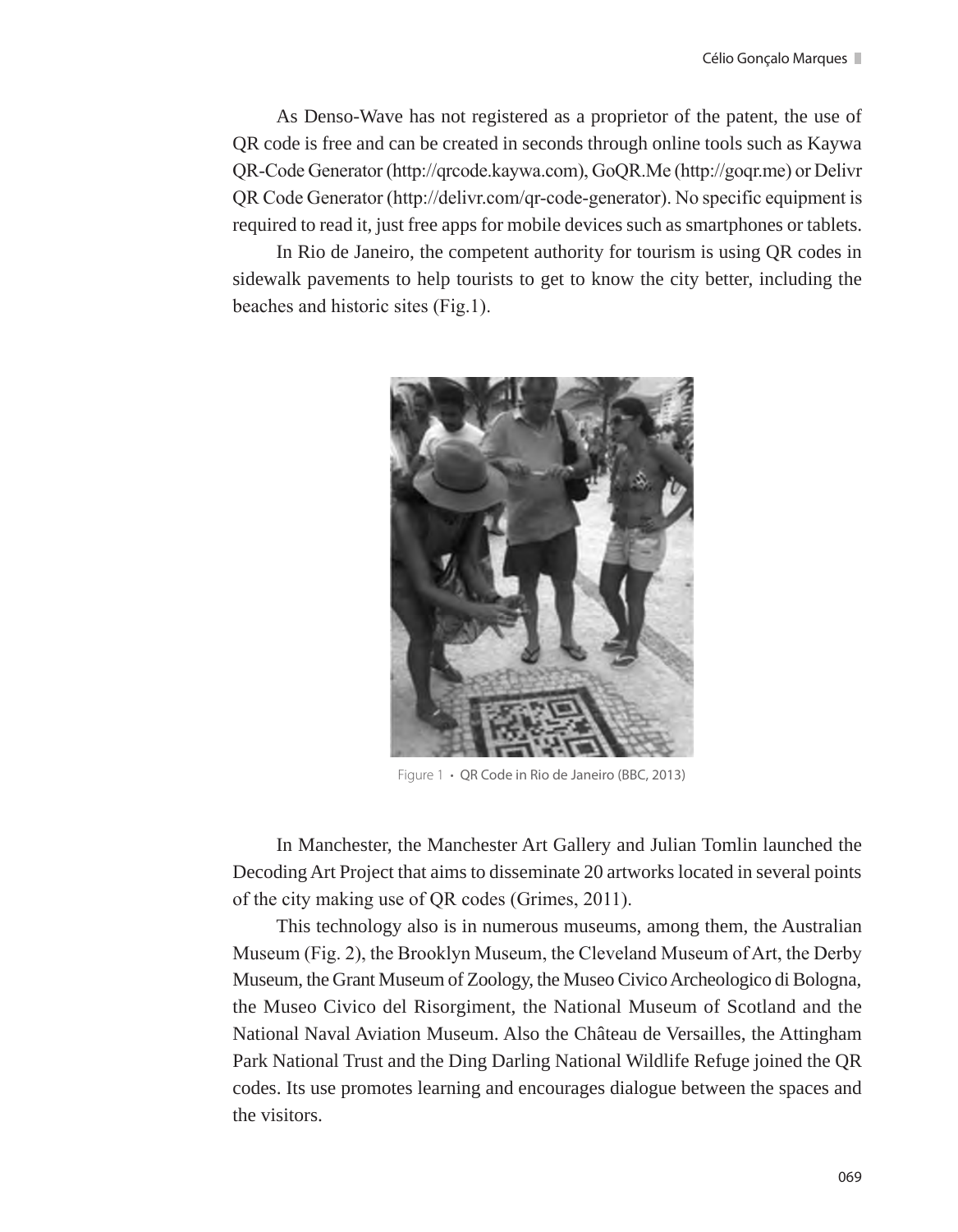As Denso-Wave has not registered as a proprietor of the patent, the use of QR code is free and can be created in seconds through online tools such as Kaywa QR-Code Generator (http://qrcode.kaywa.com), GoQR.Me (http://goqr.me) or Delivr QR Code Generator (http://delivr.com/qr-code-generator). No specific equipment is required to read it, just free apps for mobile devices such as smartphones or tablets.

In Rio de Janeiro, the competent authority for tourism is using QR codes in sidewalk pavements to help tourists to get to know the city better, including the beaches and historic sites (Fig.1).

Figure 1 • QR Code in Rio de Janeiro (BBC, 2013)

In Manchester, the Manchester Art Gallery and Julian Tomlin launched the Decoding Art Project that aims to disseminate 20 artworks located in several points of the city making use of QR codes (Grimes, 2011).

This technology also is in numerous museums, among them, the Australian Museum (Fig. 2), the Brooklyn Museum, the Cleveland Museum of Art, the Derby Museum, the Grant Museum of Zoology, the Museo Civico Archeologico di Bologna, the Museo Civico del Risorgiment, the National Museum of Scotland and the National Naval Aviation Museum. Also the Château de Versailles, the Attingham Park National Trust and the Ding Darling National Wildlife Refuge joined the QR codes. Its use promotes learning and encourages dialogue between the spaces and the visitors.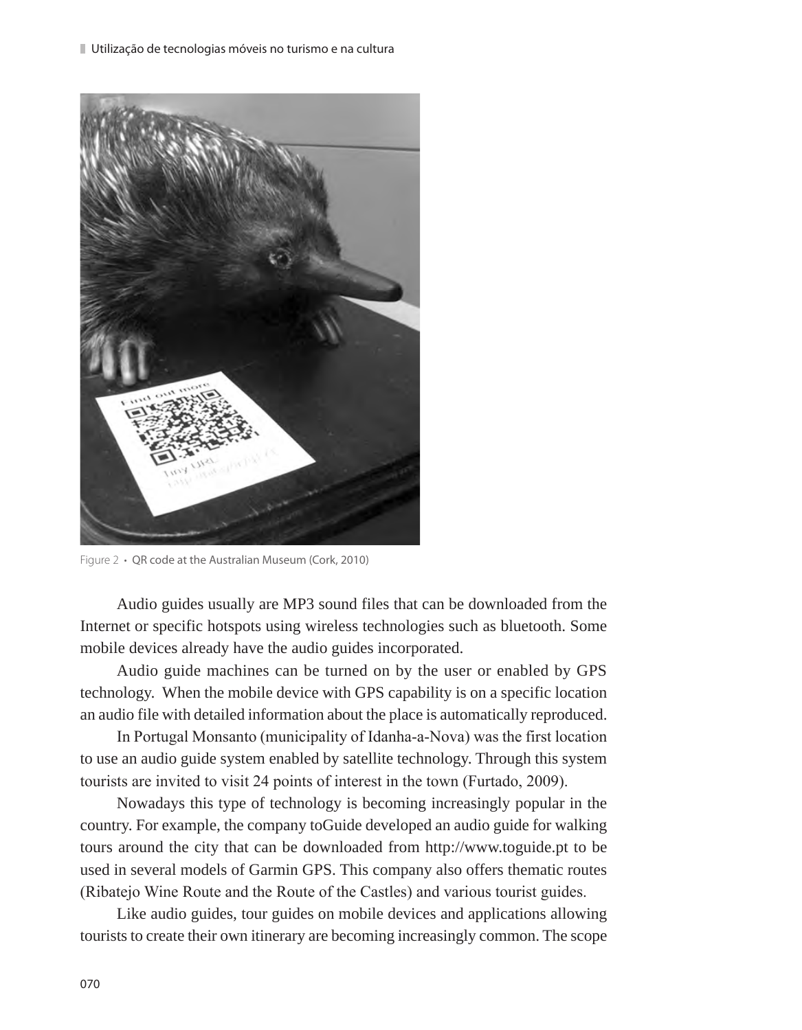Figure 2 • QR code at the Australian Museum (Cork, 2010)

Audio guides usually are MP3 sound files that can be downloaded from the Internet or specific hotspots using wireless technologies such as bluetooth. Some mobile devices already have the audio guides incorporated.

Audio guide machines can be turned on by the user or enabled by GPS technology. When the mobile device with GPS capability is on a specific location an audio file with detailed information about the place is automatically reproduced.

In Portugal Monsanto (municipality of Idanha-a-Nova) was the first location to use an audio guide system enabled by satellite technology. Through this system tourists are invited to visit 24 points of interest in the town (Furtado, 2009).

Nowadays this type of technology is becoming increasingly popular in the country. For example, the company toGuide developed an audio guide for walking tours around the city that can be downloaded from http://www.toguide.pt to be used in several models of Garmin GPS. This company also offers thematic routes (Ribatejo Wine Route and the Route of the Castles) and various tourist guides.

Like audio guides, tour guides on mobile devices and applications allowing tourists to create their own itinerary are becoming increasingly common. The scope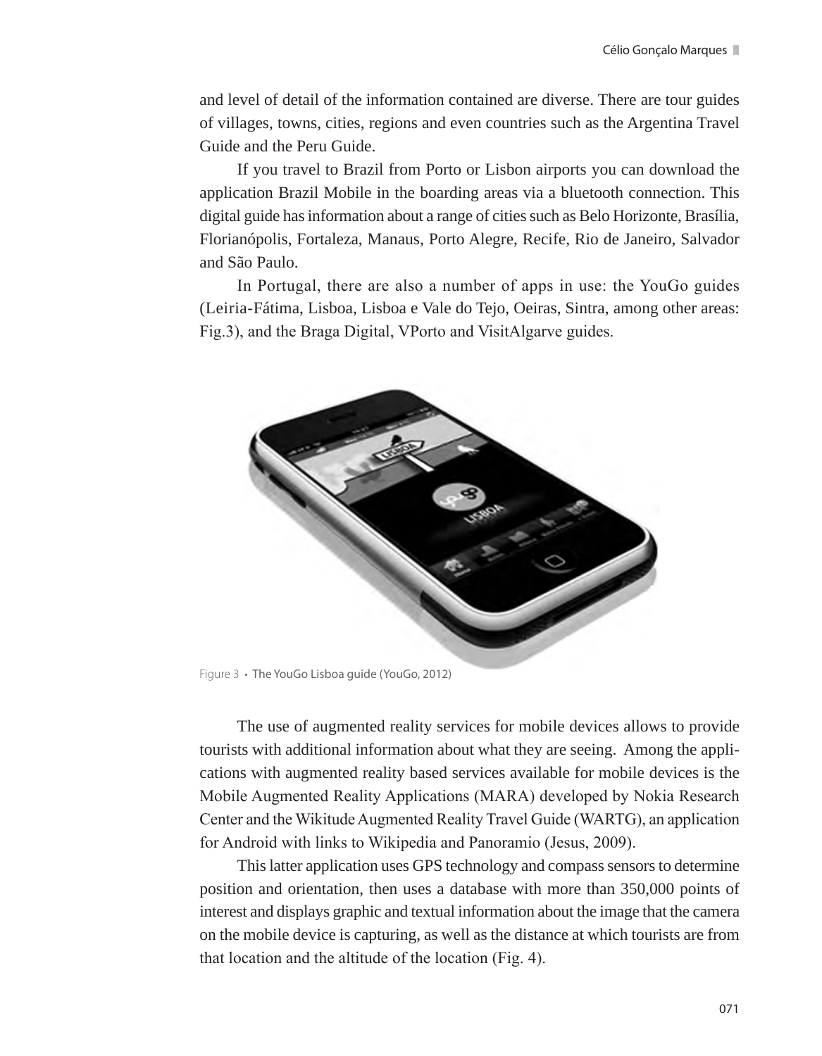and level of detail of the information contained are diverse. There are tour guides of villages, towns, cities, regions and even countries such as the Argentina Travel Guide and the Peru Guide.

If you travel to Brazil from Porto or Lisbon airports you can download the application Brazil Mobile in the boarding areas via a bluetooth connection. This digital guide has information about a range of cities such as Belo Horizonte, Brasília, Florianópolis, Fortaleza, Manaus, Porto Alegre, Recife, Rio de Janeiro, Salvador and São Paulo.

In Portugal, there are also a number of apps in use: the YouGo guides (Leiria-Fátima, Lisboa, Lisboa e Vale do Tejo, Oeiras, Sintra, among other areas: Fig.3), and the Braga Digital, VPorto and VisitAlgarve guides.

Figure 3 • The YouGo Lisboa guide (YouGo, 2012)

The use of augmented reality services for mobile devices allows to provide tourists with additional information about what they are seeing. Among the applications with augmented reality based services available for mobile devices is the Mobile Augmented Reality Applications (MARA) developed by Nokia Research Center and the Wikitude Augmented Reality Travel Guide (WARTG), an application for Android with links to Wikipedia and Panoramio (Jesus, 2009).

This latter application uses GPS technology and compass sensors to determine position and orientation, then uses a database with more than 350,000 points of interest and displays graphic and textual information about the image that the camera on the mobile device is capturing, as well as the distance at which tourists are from that location and the altitude of the location (Fig. 4).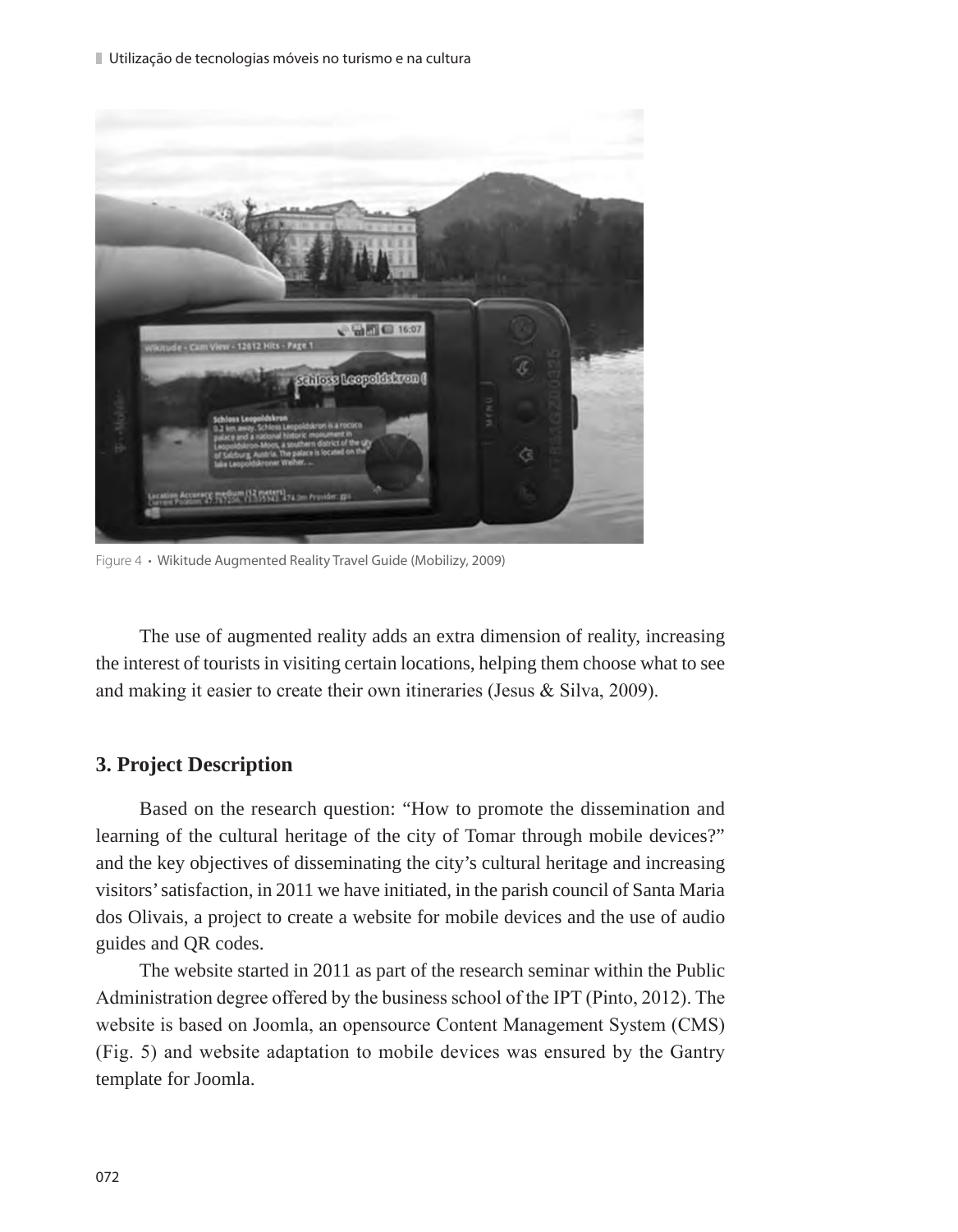Figure 4 • Wikitude Augmented Reality Travel Guide (Mobilizy, 2009)

The use of augmented reality adds an extra dimension of reality, increasing the interest of tourists in visiting certain locations, helping them choose what to see and making it easier to create their own itineraries (Jesus & Silva, 2009).

## 3. Project Description

Based on the research question: “How to promote the dissemination and learning of the cultural heritage of the city of Tomar through mobile devices?” and the key objectives of disseminating the city’s cultural heritage and increasing visitors’ satisfaction, in 2011 we have initiated, in the parish council of Santa Maria dos Olivais, a project to create a website for mobile devices and the use of audio guides and QR codes.

The website started in 2011 as part of the research seminar within the Public Administration degree offered by the business school of the IPT (Pinto, 2012). The website is based on Joomla, an opensource Content Management System (CMS) (Fig. 5) and website adaptation to mobile devices was ensured by the Gantry template for Joomla.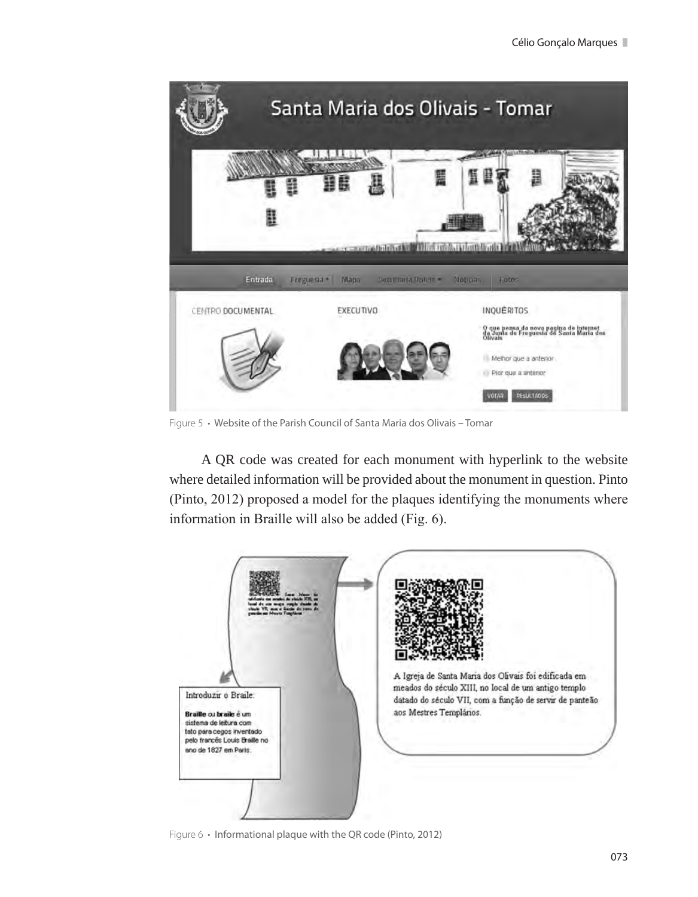Figure 5 • Website of the Parish Council of Santa Maria dos Olivais – Tomar

A QR code was created for each monument with hyperlink to the website where detailed information will be provided about the monument in question. Pinto (Pinto, 2012) proposed a model for the plaques identifying the monuments where information in Braille will also be added (Fig. 6).

Figure 6 • Informational plaque with the QR code (Pinto, 2012)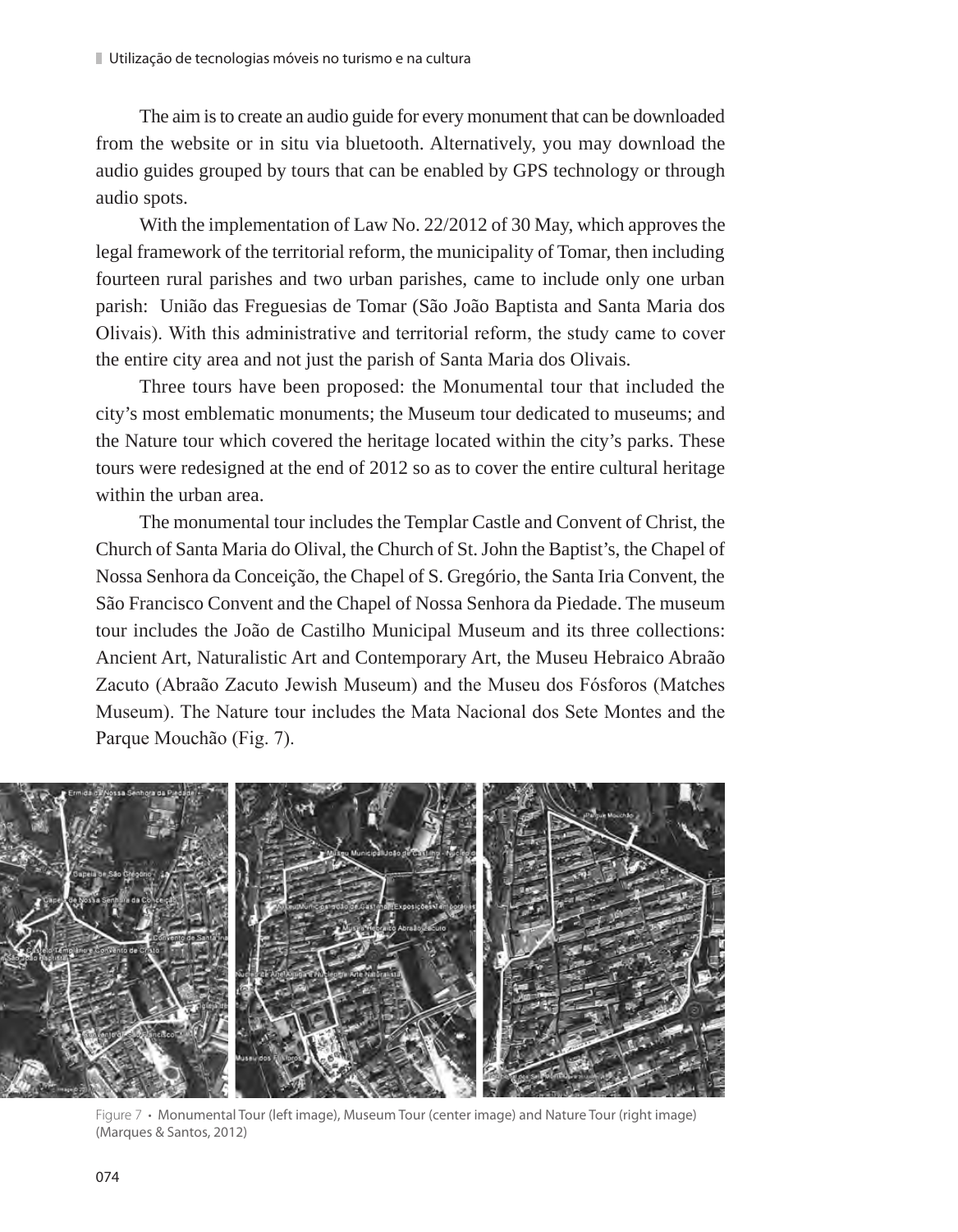The aim is to create an audio guide for every monument that can be downloaded from the website or in situ via bluetooth. Alternatively, you may download the audio guides grouped by tours that can be enabled by GPS technology or through audio spots.

With the implementation of Law No. 22/2012 of 30 May, which approves the legal framework of the territorial reform, the municipality of Tomar, then including fourteen rural parishes and two urban parishes, came to include only one urban parish: União das Freguesias de Tomar (São João Baptista and Santa Maria dos Olivais). With this administrative and territorial reform, the study came to cover the entire city area and not just the parish of Santa Maria dos Olivais.

Three tours have been proposed: the Monumental tour that included the city's most emblematic monuments; the Museum tour dedicated to museums; and the Nature tour which covered the heritage located within the city's parks. These tours were redesigned at the end of 2012 so as to cover the entire cultural heritage within the urban area.

The monumental tour includes the Templar Castle and Convent of Christ, the Church of Santa Maria do Olival, the Church of St. John the Baptist's, the Chapel of Nossa Senhora da Conceição, the Chapel of S. Gregório, the Santa Iria Convent, the São Francisco Convent and the Chapel of Nossa Senhora da Piedade. The museum tour includes the João de Castilho Municipal Museum and its three collections: Ancient Art, Naturalistic Art and Contemporary Art, the Museu Hebraico Abraão Zacuto (Abraão Zacuto Jewish Museum) and the Museu dos Fósforos (Matches Museum). The Nature tour includes the Mata Nacional dos Sete Montes and the Parque Mouchão (Fig. 7).

Figure 7 • Monumental Tour (left image), Museum Tour (center image) and Nature Tour (right image) (Marques & Santos, 2012)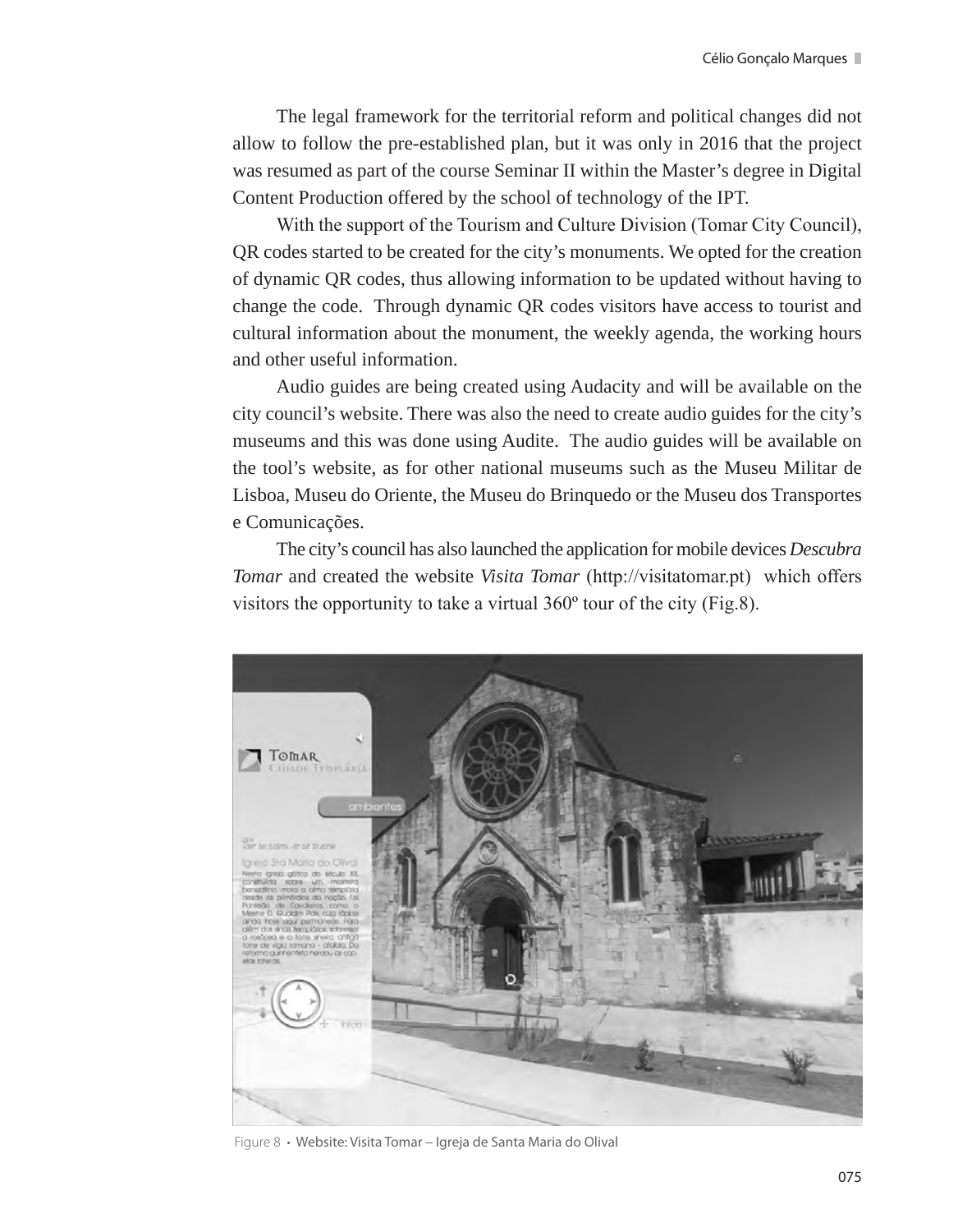The legal framework for the territorial reform and political changes did not allow to follow the pre-established plan, but it was only in 2016 that the project was resumed as part of the course Seminar II within the Master's degree in Digital Content Production offered by the school of technology of the IPT.

With the support of the Tourism and Culture Division (Tomar City Council), QR codes started to be created for the city's monuments. We opted for the creation of dynamic QR codes, thus allowing information to be updated without having to change the code. Through dynamic QR codes visitors have access to tourist and cultural information about the monument, the weekly agenda, the working hours and other useful information.

Audio guides are being created using Audacity and will be available on the city council's website. There was also the need to create audio guides for the city's museums and this was done using Audite. The audio guides will be available on the tool's website, as for other national museums such as the Museu Militar de Lisboa, Museu do Oriente, the Museu do Brinquedo or the Museu dos Transportes e Comunicações.

The city's council has also launched the application for mobile devices *Descubra Tomar* and created the website *Visita Tomar* (http://visitatomar.pt) which offers visitors the opportunity to take a virtual 360º tour of the city (Fig.8).

Figure 8 • Website: Visita Tomar – Igreja de Santa Maria do Olival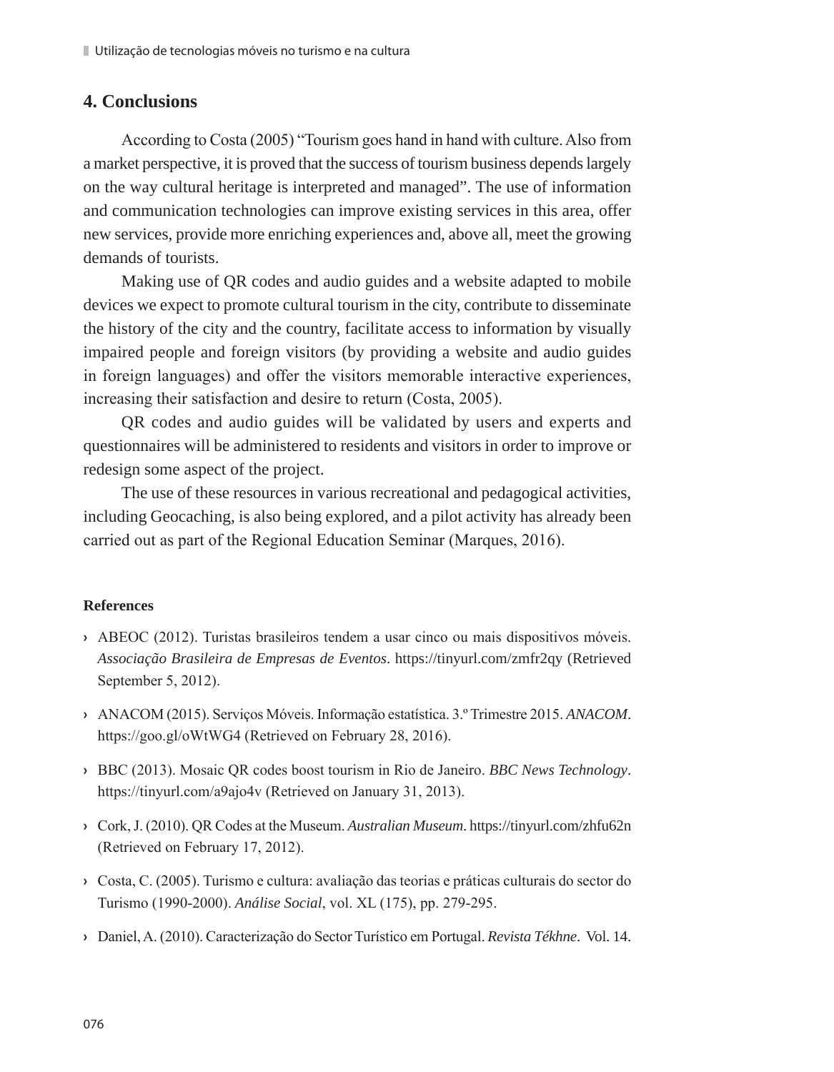## 4. Conclusions

According to Costa (2005) "Tourism goes hand in hand with culture. Also from a market perspective, it is proved that the success of tourism business depends largely on the way cultural heritage is interpreted and managed". The use of information and communication technologies can improve existing services in this area, offer new services, provide more enriching experiences and, above all, meet the growing demands of tourists.

Making use of QR codes and audio guides and a website adapted to mobile devices we expect to promote cultural tourism in the city, contribute to disseminate the history of the city and the country, facilitate access to information by visually impaired people and foreign visitors (by providing a website and audio guides in foreign languages) and offer the visitors memorable interactive experiences, increasing their satisfaction and desire to return (Costa, 2005).

QR codes and audio guides will be validated by users and experts and questionnaires will be administered to residents and visitors in order to improve or redesign some aspect of the project.

The use of these resources in various recreational and pedagogical activities, including Geocaching, is also being explored, and a pilot activity has already been carried out as part of the Regional Education Seminar (Marques, 2016).

### References

- ABEOC (2012). Turistas brasileiros tendem a usar cinco ou mais dispositivos móveis. *Associação Brasileira de Empresas de Eventos*. https://tinyurl.com/zmfr2qy (Retrieved September 5, 2012).
- ANACOM (2015). Serviços Móveis. Informação estatística. 3.º Trimestre 2015. *ANACOM*. https://goo.gl/oWtWG4 (Retrieved on February 28, 2016).
- BBC (2013). Mosaic QR codes boost tourism in Rio de Janeiro. *BBC News Technology*. https://tinyurl.com/a9ajo4v (Retrieved on January 31, 2013).
- Cork, J. (2010). QR Codes at the Museum. *Australian Museum*. https://tinyurl.com/zhfu62n (Retrieved on February 17, 2012).
- Costa, C. (2005). Turismo e cultura: avaliação das teorias e práticas culturais do sector do Turismo (1990-2000). *Análise Social*, vol. XL (175), pp. 279-295.
- Daniel, A. (2010). Caracterização do Sector Turístico em Portugal. *Revista Tékhne*. Vol. 14.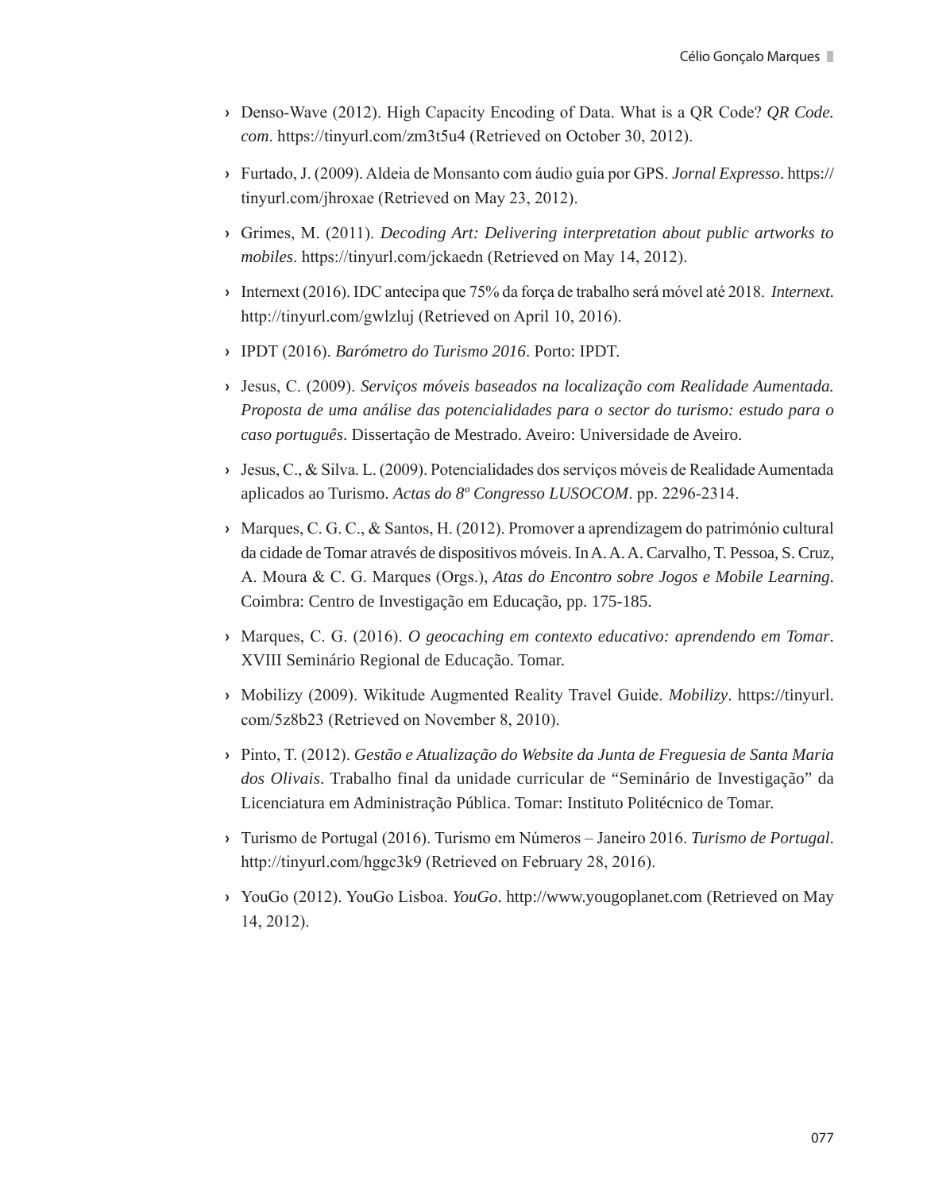- Denso-Wave (2012). High Capacity Encoding of Data. What is a QR Code? *QR Code.com*. https://tinyurl.com/zm3t5u4 (Retrieved on October 30, 2012).
- Furtado, J. (2009). Aldeia de Monsanto com áudio guia por GPS. *Jornal Expresso*. https://tinyurl.com/jhroxae (Retrieved on May 23, 2012).
- Grimes, M. (2011). *Decoding Art: Delivering interpretation about public artworks to mobiles*. https://tinyurl.com/jckaedn (Retrieved on May 14, 2012).
- Internext (2016). IDC antecipa que 75% da força de trabalho será móvel até 2018. *Internext*. http://tinyurl.com/gwlzluj (Retrieved on April 10, 2016).
- IPDT (2016). *Barómetro do Turismo 2016*. Porto: IPDT.
- Jesus, C. (2009). *Serviços móveis baseados na localização com Realidade Aumentada. Proposta de uma análise das potencialidades para o sector do turismo: estudo para o caso português*. Dissertação de Mestrado. Aveiro: Universidade de Aveiro.
- Jesus, C., & Silva. L. (2009). Potencialidades dos serviços móveis de Realidade Aumentada aplicados ao Turismo. *Actas do 8º Congresso LUSOCOM*. pp. 2296-2314.
- Marques, C. G. C., & Santos, H. (2012). Promover a aprendizagem do património cultural da cidade de Tomar através de dispositivos móveis. In A. A. A. Carvalho, T. Pessoa, S. Cruz, A. Moura & C. G. Marques (Orgs.), *Atas do Encontro sobre Jogos e Mobile Learning*. Coimbra: Centro de Investigação em Educação, pp. 175-185.
- Marques, C. G. (2016). *O geocaching em contexto educativo: aprendendo em Tomar*. XVIII Seminário Regional de Educação. Tomar.
- Mobilizy (2009). Wikitude Augmented Reality Travel Guide. *Mobilizy*. https://tinyurl.com/5z8b23 (Retrieved on November 8, 2010).
- Pinto, T. (2012). *Gestão e Atualização do Website da Junta de Freguesia de Santa Maria dos Olivais*. Trabalho final da unidade curricular de "Seminário de Investigação" da Licenciatura em Administração Pública. Tomar: Instituto Politécnico de Tomar.
- Turismo de Portugal (2016). Turismo em Números – Janeiro 2016. *Turismo de Portugal*. http://tinyurl.com/hggc3k9 (Retrieved on February 28, 2016).
- YouGo (2012). YouGo Lisboa. *YouGo*. http://www.yougoplanet.com (Retrieved on May 14, 2012).